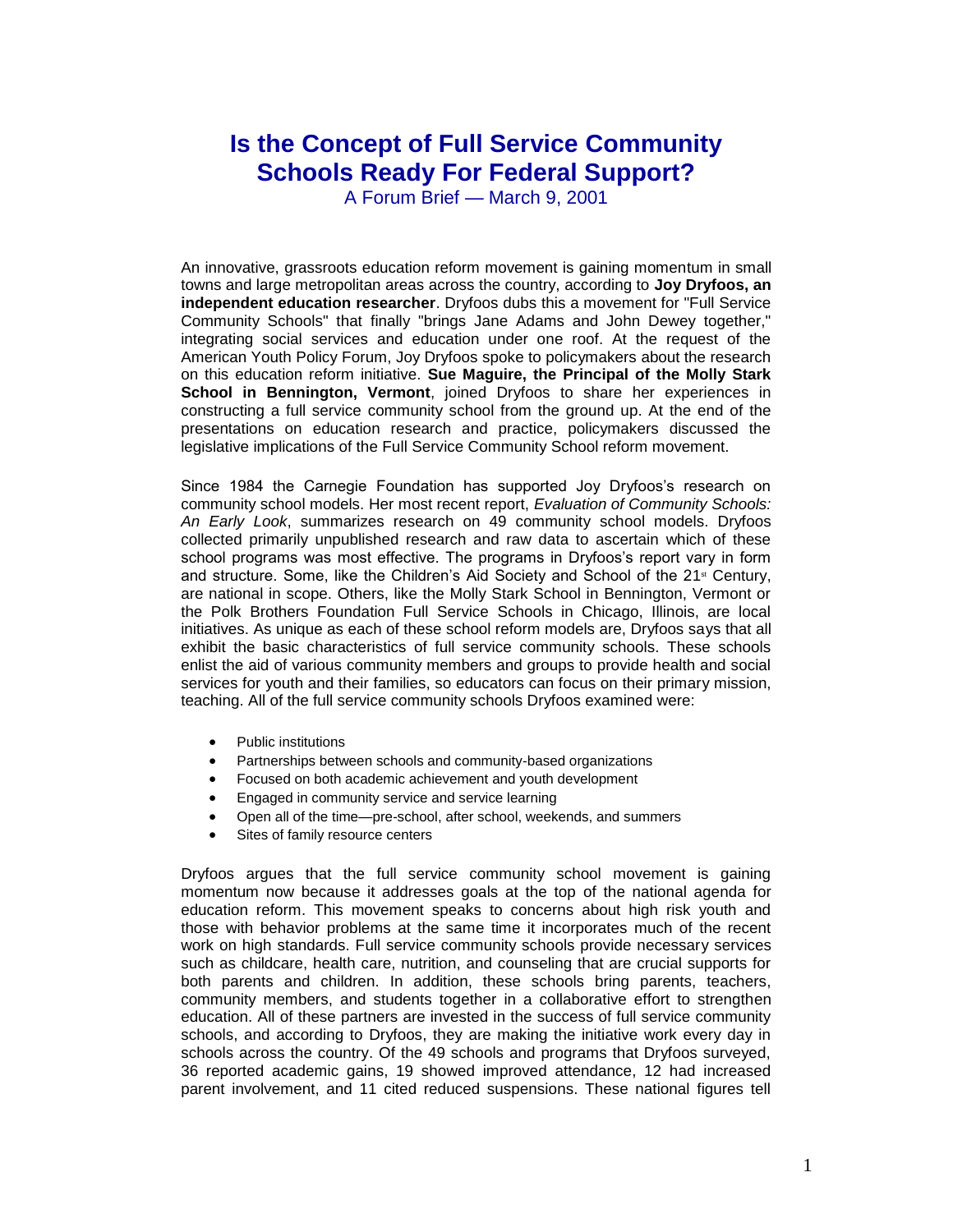# Is the Concept of Full Service Community Schools Ready For Federal Support?

A Forum Brief — March 9, 2001

An innovative, grassroots education reform movement is gaining momentum in small towns and large metropolitan areas across the country, according to **Joy Dryfoos, an independent education researcher**. Dryfoos dubs this a movement for "Full Service Community Schools" that finally "brings Jane Adams and John Dewey together," integrating social services and education under one roof. At the request of the American Youth Policy Forum, Joy Dryfoos spoke to policymakers about the research on this education reform initiative. **Sue Maguire, the Principal of the Molly Stark School in Bennington, Vermont**, joined Dryfoos to share her experiences in constructing a full service community school from the ground up. At the end of the presentations on education research and practice, policymakers discussed the legislative implications of the Full Service Community School reform movement.

Since 1984 the Carnegie Foundation has supported Joy Dryfoos's research on community school models. Her most recent report, *Evaluation of Community Schools: An Early Look*, summarizes research on 49 community school models. Dryfoos collected primarily unpublished research and raw data to ascertain which of these school programs was most effective. The programs in Dryfoos's report vary in form and structure. Some, like the Children's Aid Society and School of the 21st Century, are national in scope. Others, like the Molly Stark School in Bennington, Vermont or the Polk Brothers Foundation Full Service Schools in Chicago, Illinois, are local initiatives. As unique as each of these school reform models are, Dryfoos says that all exhibit the basic characteristics of full service community schools. These schools enlist the aid of various community members and groups to provide health and social services for youth and their families, so educators can focus on their primary mission, teaching. All of the full service community schools Dryfoos examined were:

- Public institutions
- Partnerships between schools and community-based organizations
- Focused on both academic achievement and youth development
- Engaged in community service and service learning
- Open all of the time—pre-school, after school, weekends, and summers
- Sites of family resource centers

Dryfoos argues that the full service community school movement is gaining momentum now because it addresses goals at the top of the national agenda for education reform. This movement speaks to concerns about high risk youth and those with behavior problems at the same time it incorporates much of the recent work on high standards. Full service community schools provide necessary services such as childcare, health care, nutrition, and counseling that are crucial supports for both parents and children. In addition, these schools bring parents, teachers, community members, and students together in a collaborative effort to strengthen education. All of these partners are invested in the success of full service community schools, and according to Dryfoos, they are making the initiative work every day in schools across the country. Of the 49 schools and programs that Dryfoos surveyed, 36 reported academic gains, 19 showed improved attendance, 12 had increased parent involvement, and 11 cited reduced suspensions. These national figures tell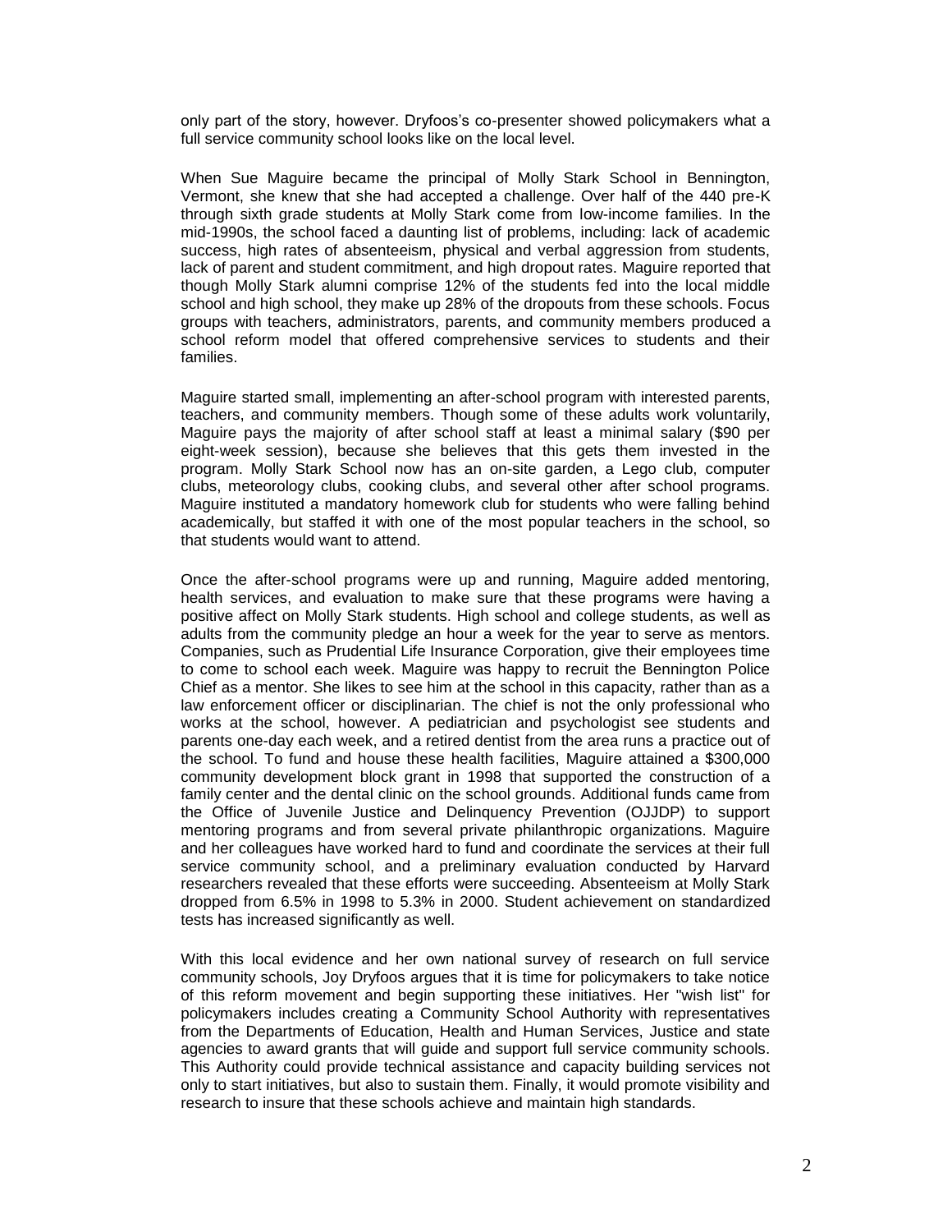only part of the story, however. Dryfoos's co-presenter showed policymakers what a full service community school looks like on the local level.

When Sue Maguire became the principal of Molly Stark School in Bennington, Vermont, she knew that she had accepted a challenge. Over half of the 440 pre-K through sixth grade students at Molly Stark come from low-income families. In the mid-1990s, the school faced a daunting list of problems, including: lack of academic success, high rates of absenteeism, physical and verbal aggression from students, lack of parent and student commitment, and high dropout rates. Maguire reported that though Molly Stark alumni comprise 12% of the students fed into the local middle school and high school, they make up 28% of the dropouts from these schools. Focus groups with teachers, administrators, parents, and community members produced a school reform model that offered comprehensive services to students and their families.

Maguire started small, implementing an after-school program with interested parents, teachers, and community members. Though some of these adults work voluntarily, Maguire pays the majority of after school staff at least a minimal salary ($90 per eight-week session), because she believes that this gets them invested in the program. Molly Stark School now has an on-site garden, a Lego club, computer clubs, meteorology clubs, cooking clubs, and several other after school programs. Maguire instituted a mandatory homework club for students who were falling behind academically, but staffed it with one of the most popular teachers in the school, so that students would want to attend.

Once the after-school programs were up and running, Maguire added mentoring, health services, and evaluation to make sure that these programs were having a positive affect on Molly Stark students. High school and college students, as well as adults from the community pledge an hour a week for the year to serve as mentors. Companies, such as Prudential Life Insurance Corporation, give their employees time to come to school each week. Maguire was happy to recruit the Bennington Police Chief as a mentor. She likes to see him at the school in this capacity, rather than as a law enforcement officer or disciplinarian. The chief is not the only professional who works at the school, however. A pediatrician and psychologist see students and parents one-day each week, and a retired dentist from the area runs a practice out of the school. To fund and house these health facilities, Maguire attained a $300,000 community development block grant in 1998 that supported the construction of a family center and the dental clinic on the school grounds. Additional funds came from the Office of Juvenile Justice and Delinquency Prevention (OJJDP) to support mentoring programs and from several private philanthropic organizations. Maguire and her colleagues have worked hard to fund and coordinate the services at their full service community school, and a preliminary evaluation conducted by Harvard researchers revealed that these efforts were succeeding. Absenteeism at Molly Stark dropped from 6.5% in 1998 to 5.3% in 2000. Student achievement on standardized tests has increased significantly as well.

With this local evidence and her own national survey of research on full service community schools, Joy Dryfoos argues that it is time for policymakers to take notice of this reform movement and begin supporting these initiatives. Her "wish list" for policymakers includes creating a Community School Authority with representatives from the Departments of Education, Health and Human Services, Justice and state agencies to award grants that will guide and support full service community schools. This Authority could provide technical assistance and capacity building services not only to start initiatives, but also to sustain them. Finally, it would promote visibility and research to insure that these schools achieve and maintain high standards.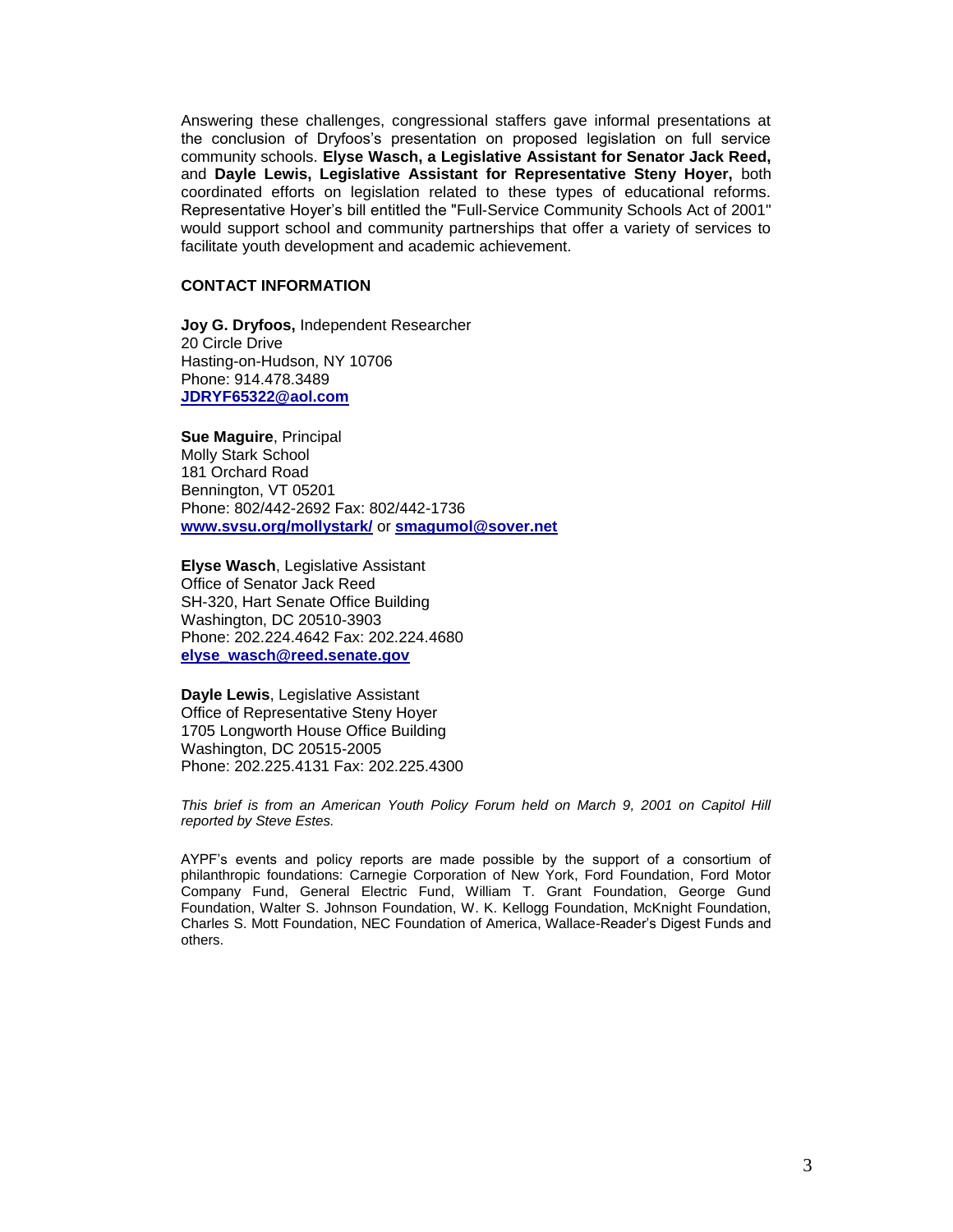Answering these challenges, congressional staffers gave informal presentations at the conclusion of Dryfoos's presentation on proposed legislation on full service community schools. **Elyse Wasch, a Legislative Assistant for Senator Jack Reed,** and **Dayle Lewis, Legislative Assistant for Representative Steny Hoyer,** both coordinated efforts on legislation related to these types of educational reforms. Representative Hoyer's bill entitled the "Full-Service Community Schools Act of 2001" would support school and community partnerships that offer a variety of services to facilitate youth development and academic achievement.

## CONTACT INFORMATION

**Joy G. Dryfoos,** Independent Researcher
20 Circle Drive
Hasting-on-Hudson, NY 10706
Phone: 914.478.3489
**JDRYF65322@aol.com**

**Sue Maguire**, Principal
Molly Stark School
181 Orchard Road
Bennington, VT 05201
Phone: 802/442-2692 Fax: 802/442-1736
**www.svsu.org/mollystark/** or **smagumol@sover.net**

**Elyse Wasch**, Legislative Assistant
Office of Senator Jack Reed
SH-320, Hart Senate Office Building
Washington, DC 20510-3903
Phone: 202.224.4642 Fax: 202.224.4680
**elyse_wasch@reed.senate.gov**

**Dayle Lewis**, Legislative Assistant
Office of Representative Steny Hoyer
1705 Longworth House Office Building
Washington, DC 20515-2005
Phone: 202.225.4131 Fax: 202.225.4300

*This brief is from an American Youth Policy Forum held on March 9, 2001 on Capitol Hill reported by Steve Estes.*

AYPF's events and policy reports are made possible by the support of a consortium of philanthropic foundations: Carnegie Corporation of New York, Ford Foundation, Ford Motor Company Fund, General Electric Fund, William T. Grant Foundation, George Gund Foundation, Walter S. Johnson Foundation, W. K. Kellogg Foundation, McKnight Foundation, Charles S. Mott Foundation, NEC Foundation of America, Wallace-Reader's Digest Funds and others.